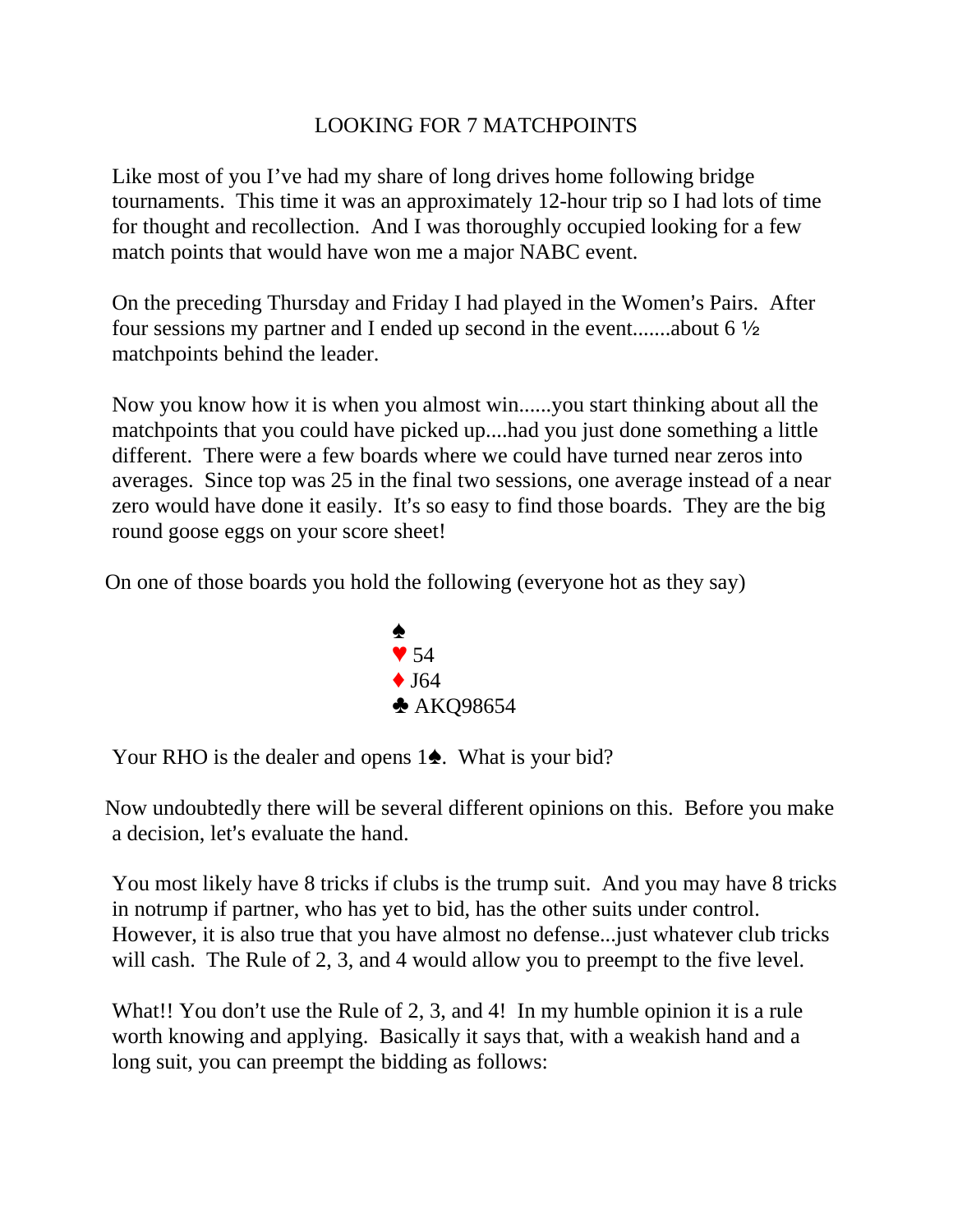# LOOKING FOR 7 MATCHPOINTS

Like most of you I've had my share of long drives home following bridge tournaments. This time it was an approximately 12-hour trip so I had lots of time for thought and recollection. And I was thoroughly occupied looking for a few match points that would have won me a major NABC event.

On the preceding Thursday and Friday I had played in the Women's Pairs. After four sessions my partner and I ended up second in the event.......about 6 ½ matchpoints behind the leader.

Now you know how it is when you almost win......you start thinking about all the matchpoints that you could have picked up....had you just done something a little different. There were a few boards where we could have turned near zeros into averages. Since top was 25 in the final two sessions, one average instead of a near zero would have done it easily. It's so easy to find those boards. They are the big round goose eggs on your score sheet!

On one of those boards you hold the following (everyone hot as they say)

♠
♥ 54
♦ J64
♣ AKQ98654

Your RHO is the dealer and opens 1♠. What is your bid?

Now undoubtedly there will be several different opinions on this. Before you make a decision, let's evaluate the hand.

You most likely have 8 tricks if clubs is the trump suit. And you may have 8 tricks in notrump if partner, who has yet to bid, has the other suits under control. However, it is also true that you have almost no defense...just whatever club tricks will cash. The Rule of 2, 3, and 4 would allow you to preempt to the five level.

What!! You don't use the Rule of 2, 3, and 4! In my humble opinion it is a rule worth knowing and applying. Basically it says that, with a weakish hand and a long suit, you can preempt the bidding as follows: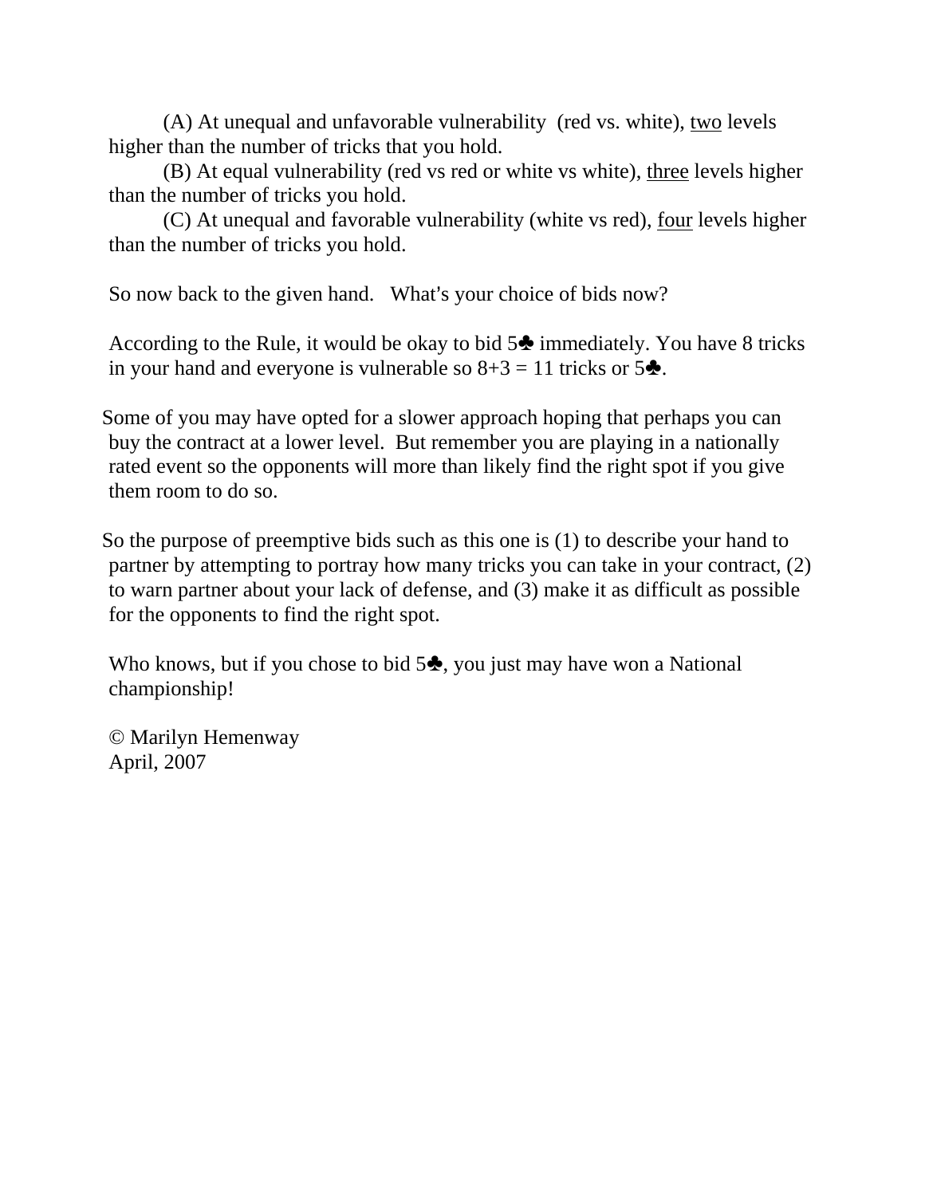(A) At unequal and unfavorable vulnerability (red vs. white), <u>two</u> levels higher than the number of tricks that you hold.

(B) At equal vulnerability (red vs red or white vs white), <u>three</u> levels higher than the number of tricks you hold.

(C) At unequal and favorable vulnerability (white vs red), <u>four</u> levels higher than the number of tricks you hold.

So now back to the given hand. What's your choice of bids now?

According to the Rule, it would be okay to bid 5♣ immediately. You have 8 tricks in your hand and everyone is vulnerable so 8+3 = 11 tricks or 5♣.

Some of you may have opted for a slower approach hoping that perhaps you can buy the contract at a lower level. But remember you are playing in a nationally rated event so the opponents will more than likely find the right spot if you give them room to do so.

So the purpose of preemptive bids such as this one is (1) to describe your hand to partner by attempting to portray how many tricks you can take in your contract, (2) to warn partner about your lack of defense, and (3) make it as difficult as possible for the opponents to find the right spot.

Who knows, but if you chose to bid 5♣, you just may have won a National championship!

© Marilyn Hemenway
April, 2007